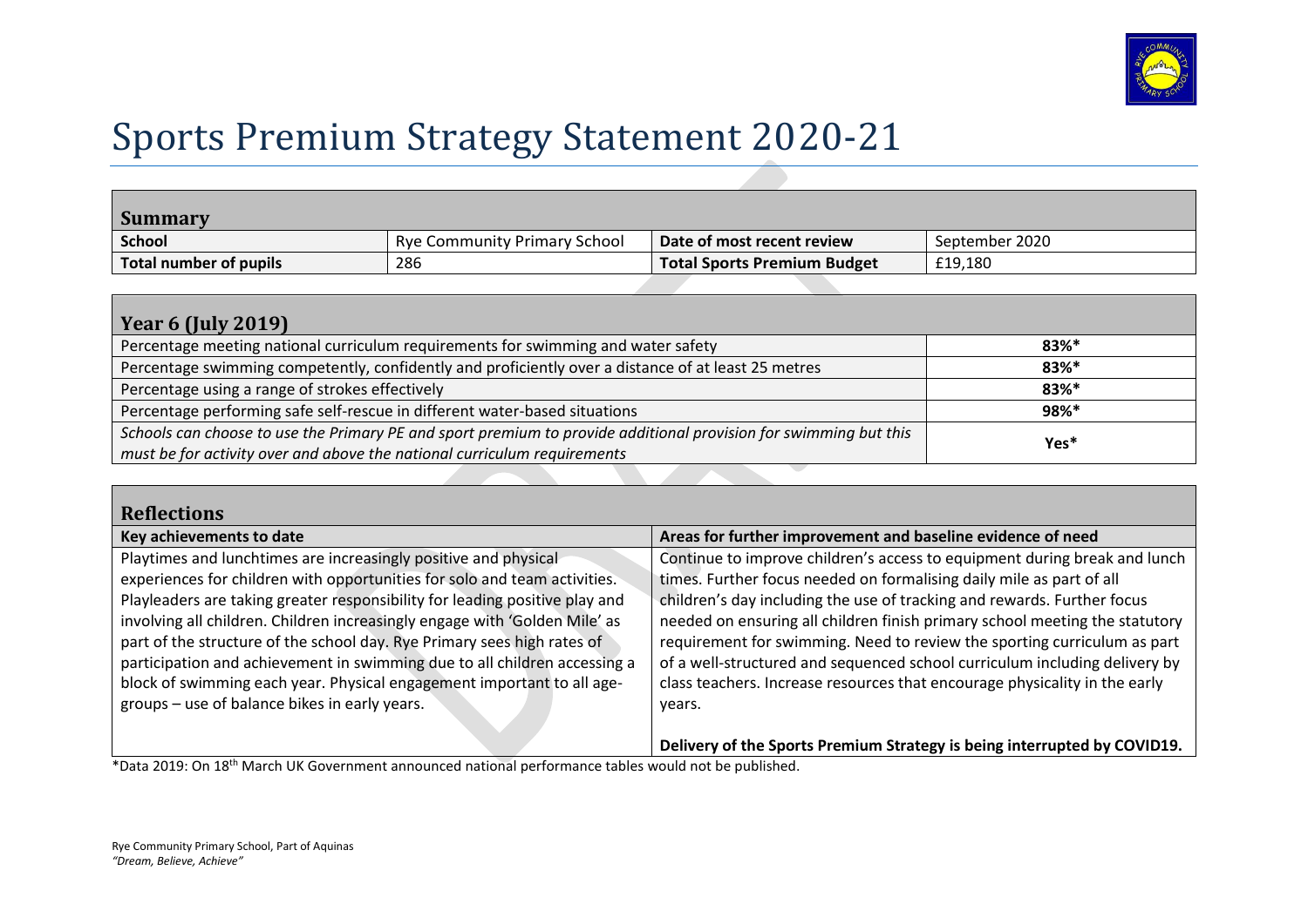# Sports Premium Strategy Statement 2020-21

## Summary

| School | Rye Community Primary School | Date of most recent review | September 2020 |
|---|---|---|---|
| Total number of pupils | 286 | Total Sports Premium Budget | £19,180 |

## Year 6 (July 2019)

| | |
|---|---|
| Percentage meeting national curriculum requirements for swimming and water safety | **83%*** |
| Percentage swimming competently, confidently and proficiently over a distance of at least 25 metres | **83%*** |
| Percentage using a range of strokes effectively | **83%*** |
| Percentage performing safe self-rescue in different water-based situations | **98%*** |
| *Schools can choose to use the Primary PE and sport premium to provide additional provision for swimming but this must be for activity over and above the national curriculum requirements* | **Yes*** |

## Reflections

| Key achievements to date | Areas for further improvement and baseline evidence of need |
|---|---|
| Playtimes and lunchtimes are increasingly positive and physical experiences for children with opportunities for solo and team activities. Playleaders are taking greater responsibility for leading positive play and involving all children. Children increasingly engage with 'Golden Mile' as part of the structure of the school day. Rye Primary sees high rates of participation and achievement in swimming due to all children accessing a block of swimming each year. Physical engagement important to all age-groups – use of balance bikes in early years. | Continue to improve children's access to equipment during break and lunch times. Further focus needed on formalising daily mile as part of all children's day including the use of tracking and rewards. Further focus needed on ensuring all children finish primary school meeting the statutory requirement for swimming. Need to review the sporting curriculum as part of a well-structured and sequenced school curriculum including delivery by class teachers. Increase resources that encourage physicality in the early years.<br><br>**Delivery of the Sports Premium Strategy is being interrupted by COVID19.** |

*Data 2019: On 18th March UK Government announced national performance tables would not be published.

Rye Community Primary School, Part of Aquinas
*"Dream, Believe, Achieve"*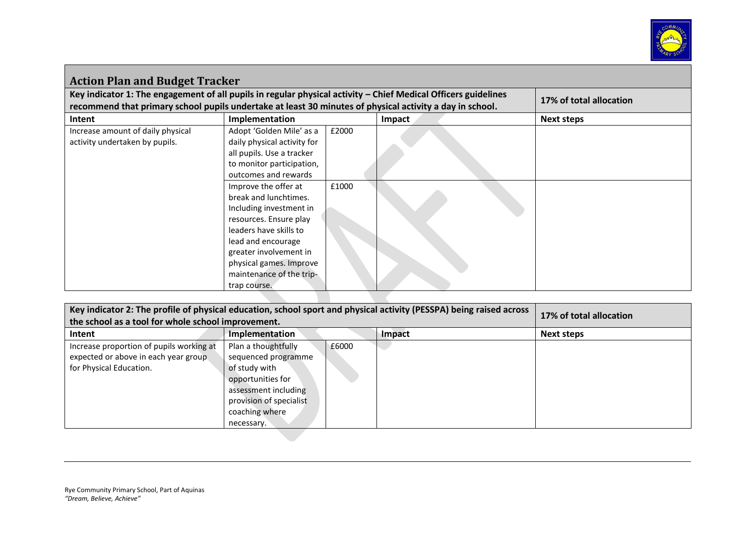## Action Plan and Budget Tracker

| Key indicator 1: The engagement of all pupils in regular physical activity – Chief Medical Officers guidelines recommend that primary school pupils undertake at least 30 minutes of physical activity a day in school. | | | | 17% of total allocation |
|---|---|---|---|---|
| **Intent** | **Implementation** | | **Impact** | **Next steps** |
| Increase amount of daily physical activity undertaken by pupils. | Adopt 'Golden Mile' as a daily physical activity for all pupils. Use a tracker to monitor participation, outcomes and rewards | £2000 | | |
| | Improve the offer at break and lunchtimes. Including investment in resources. Ensure play leaders have skills to lead and encourage greater involvement in physical games. Improve maintenance of the trip-trap course. | £1000 | | |

| Key indicator 2: The profile of physical education, school sport and physical activity (PESSPA) being raised across the school as a tool for whole school improvement. | | | | 17% of total allocation |
|---|---|---|---|---|
| **Intent** | **Implementation** | | **Impact** | **Next steps** |
| Increase proportion of pupils working at expected or above in each year group for Physical Education. | Plan a thoughtfully sequenced programme of study with opportunities for assessment including provision of specialist coaching where necessary. | £6000 | | |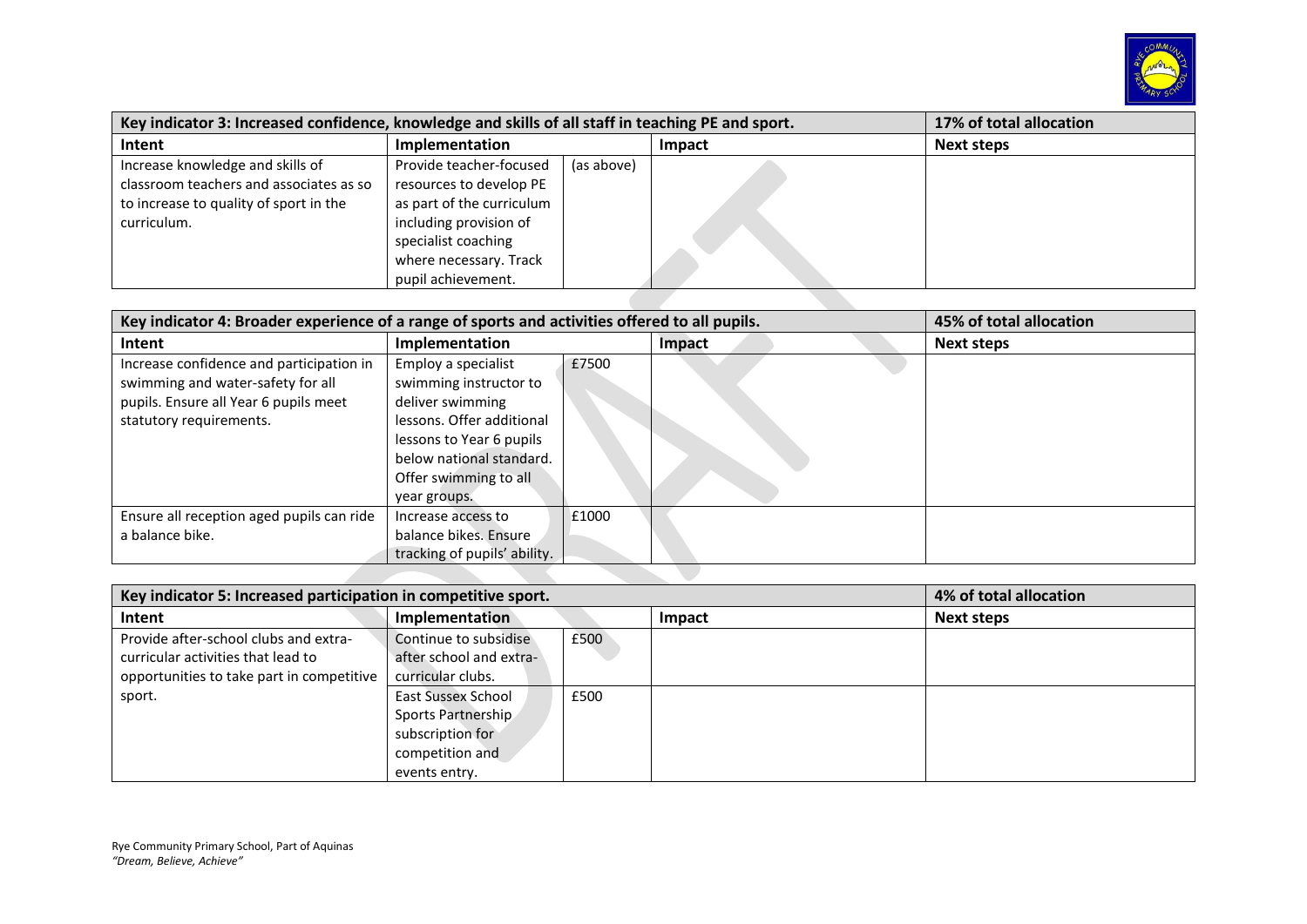| Key indicator 3: Increased confidence, knowledge and skills of all staff in teaching PE and sport. | | | | 17% of total allocation |
|---|---|---|---|---|
| **Intent** | **Implementation** | | **Impact** | **Next steps** |
| Increase knowledge and skills of classroom teachers and associates as so to increase to quality of sport in the curriculum. | Provide teacher-focused resources to develop PE as part of the curriculum including provision of specialist coaching where necessary. Track pupil achievement. | (as above) | | |

| Key indicator 4: Broader experience of a range of sports and activities offered to all pupils. | | | | 45% of total allocation |
|---|---|---|---|---|
| **Intent** | **Implementation** | | **Impact** | **Next steps** |
| Increase confidence and participation in swimming and water-safety for all pupils. Ensure all Year 6 pupils meet statutory requirements. | Employ a specialist swimming instructor to deliver swimming lessons. Offer additional lessons to Year 6 pupils below national standard. Offer swimming to all year groups. | £7500 | | |
| Ensure all reception aged pupils can ride a balance bike. | Increase access to balance bikes. Ensure tracking of pupils' ability. | £1000 | | |

| Key indicator 5: Increased participation in competitive sport. | | | | 4% of total allocation |
|---|---|---|---|---|
| **Intent** | **Implementation** | | **Impact** | **Next steps** |
| Provide after-school clubs and extra-curricular activities that lead to opportunities to take part in competitive sport. | Continue to subsidise after school and extra-curricular clubs. | £500 | | |
| | East Sussex School Sports Partnership subscription for competition and events entry. | £500 | | |

Rye Community Primary School, Part of Aquinas
*"Dream, Believe, Achieve"*